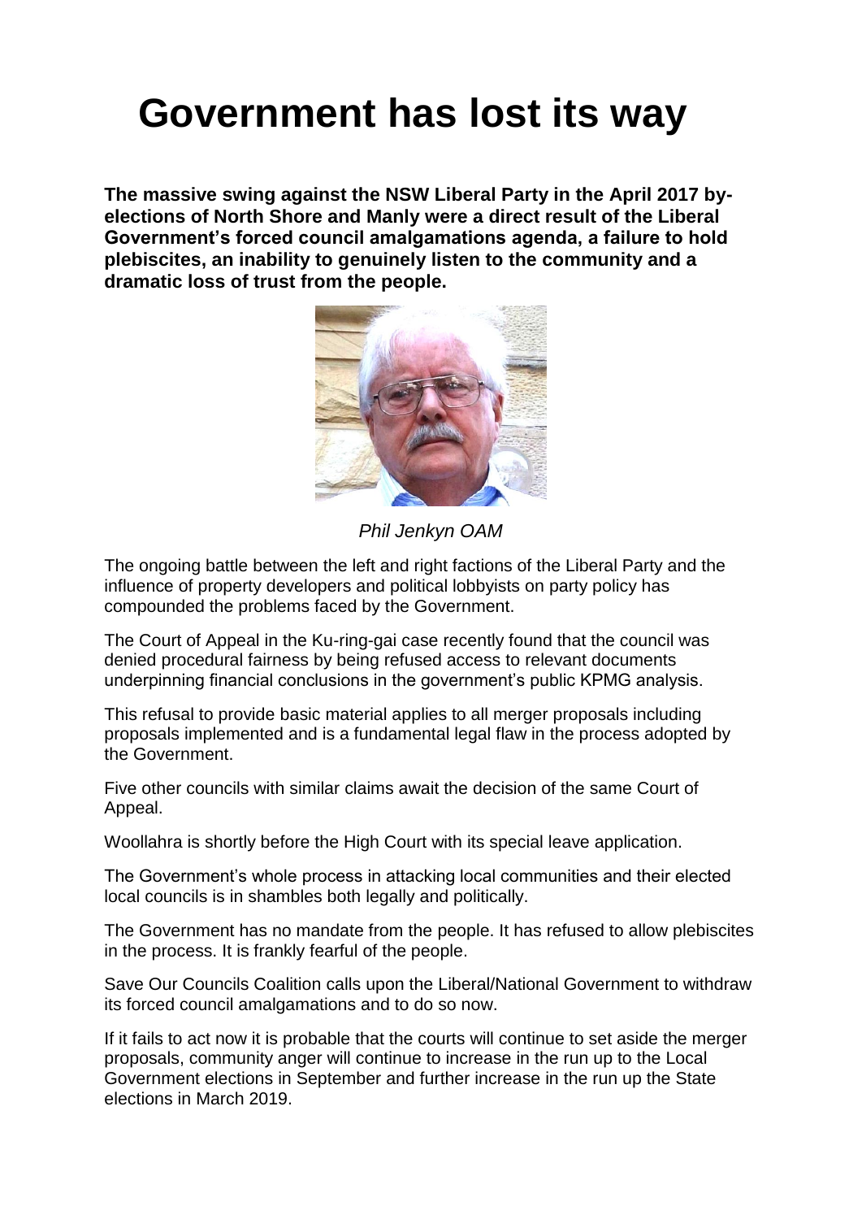# Government has lost its way

**The massive swing against the NSW Liberal Party in the April 2017 by-elections of North Shore and Manly were a direct result of the Liberal Government's forced council amalgamations agenda, a failure to hold plebiscites, an inability to genuinely listen to the community and a dramatic loss of trust from the people.**

*Phil Jenkyn OAM*

The ongoing battle between the left and right factions of the Liberal Party and the influence of property developers and political lobbyists on party policy has compounded the problems faced by the Government.

The Court of Appeal in the Ku-ring-gai case recently found that the council was denied procedural fairness by being refused access to relevant documents underpinning financial conclusions in the government's public KPMG analysis.

This refusal to provide basic material applies to all merger proposals including proposals implemented and is a fundamental legal flaw in the process adopted by the Government.

Five other councils with similar claims await the decision of the same Court of Appeal.

Woollahra is shortly before the High Court with its special leave application.

The Government's whole process in attacking local communities and their elected local councils is in shambles both legally and politically.

The Government has no mandate from the people. It has refused to allow plebiscites in the process. It is frankly fearful of the people.

Save Our Councils Coalition calls upon the Liberal/National Government to withdraw its forced council amalgamations and to do so now.

If it fails to act now it is probable that the courts will continue to set aside the merger proposals, community anger will continue to increase in the run up to the Local Government elections in September and further increase in the run up the State elections in March 2019.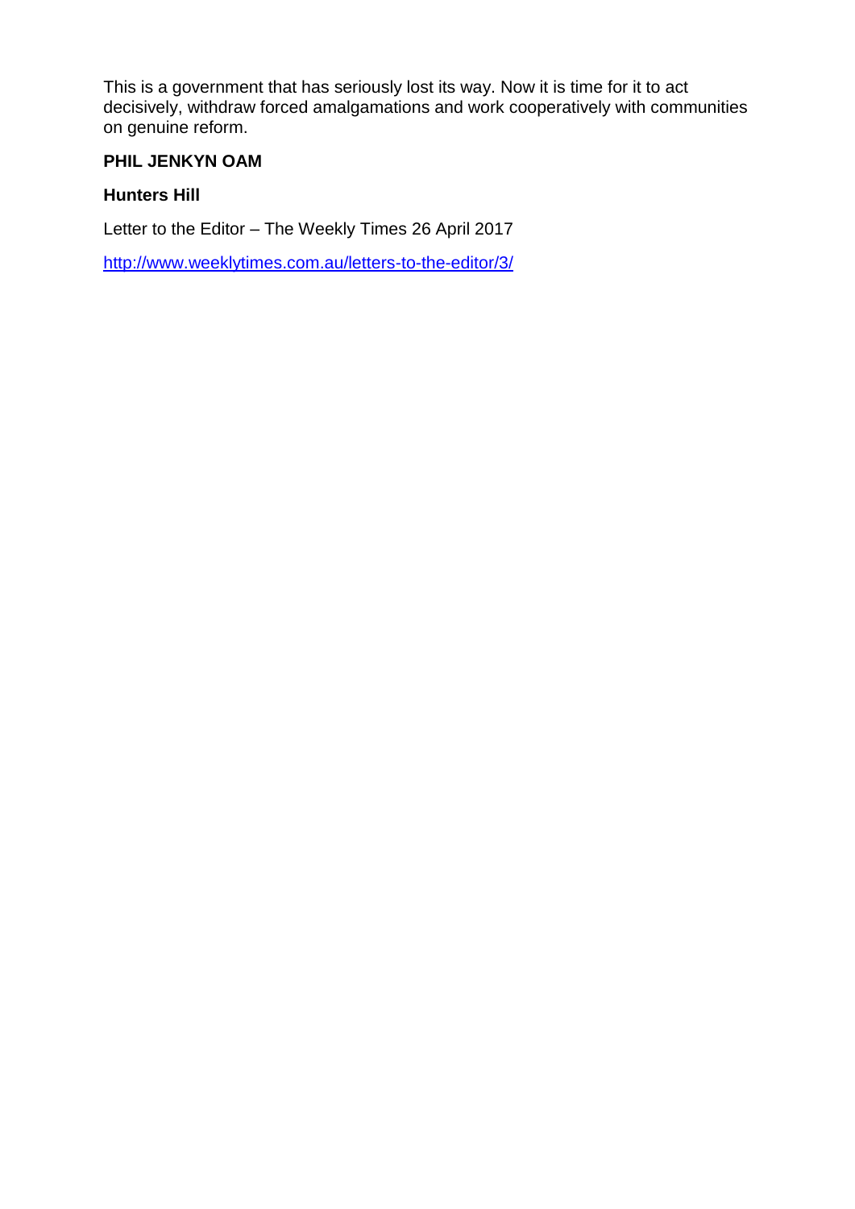This is a government that has seriously lost its way. Now it is time for it to act decisively, withdraw forced amalgamations and work cooperatively with communities on genuine reform.

**PHIL JENKYN OAM**

**Hunters Hill**

Letter to the Editor – The Weekly Times 26 April 2017

http://www.weeklytimes.com.au/letters-to-the-editor/3/